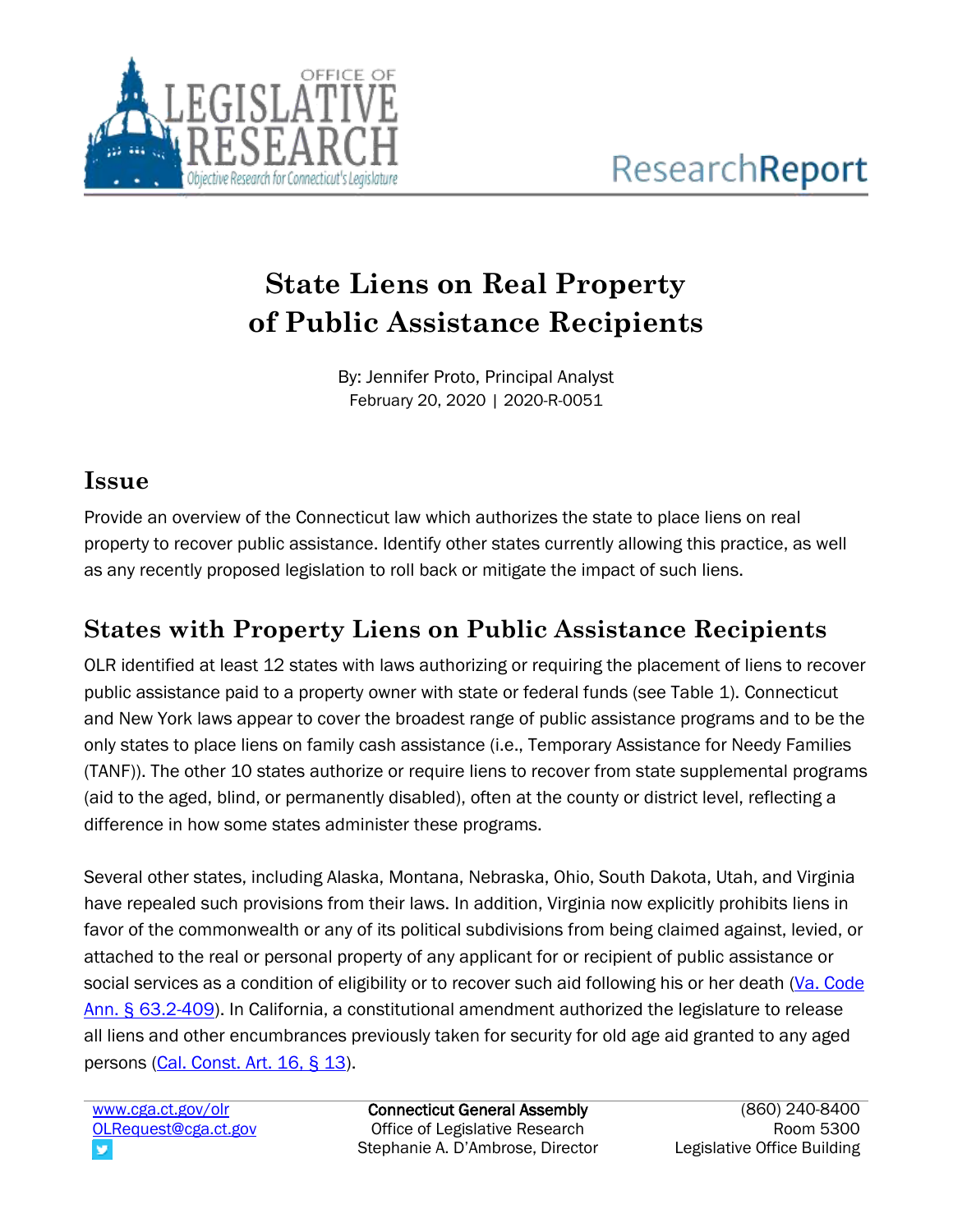# State Liens on Real Property of Public Assistance Recipients

By: Jennifer Proto, Principal Analyst
February 20, 2020 | 2020-R-0051

## Issue

Provide an overview of the Connecticut law which authorizes the state to place liens on real property to recover public assistance. Identify other states currently allowing this practice, as well as any recently proposed legislation to roll back or mitigate the impact of such liens.

## States with Property Liens on Public Assistance Recipients

OLR identified at least 12 states with laws authorizing or requiring the placement of liens to recover public assistance paid to a property owner with state or federal funds (see Table 1). Connecticut and New York laws appear to cover the broadest range of public assistance programs and to be the only states to place liens on family cash assistance (i.e., Temporary Assistance for Needy Families (TANF)). The other 10 states authorize or require liens to recover from state supplemental programs (aid to the aged, blind, or permanently disabled), often at the county or district level, reflecting a difference in how some states administer these programs.

Several other states, including Alaska, Montana, Nebraska, Ohio, South Dakota, Utah, and Virginia have repealed such provisions from their laws. In addition, Virginia now explicitly prohibits liens in favor of the commonwealth or any of its political subdivisions from being claimed against, levied, or attached to the real or personal property of any applicant for or recipient of public assistance or social services as a condition of eligibility or to recover such aid following his or her death (Va. Code Ann. § 63.2-409). In California, a constitutional amendment authorized the legislature to release all liens and other encumbrances previously taken for security for old age aid granted to any aged persons (Cal. Const. Art. 16, § 13).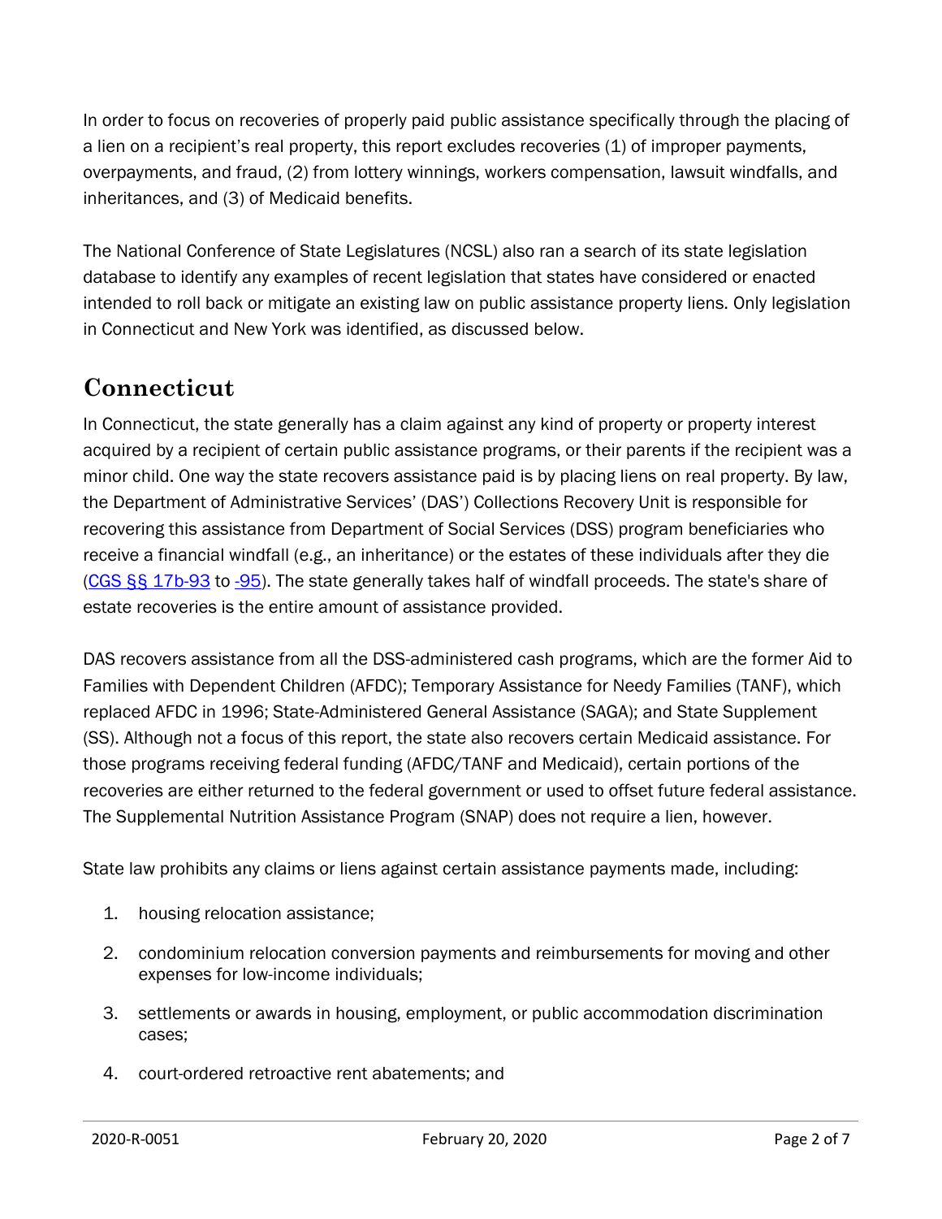In order to focus on recoveries of properly paid public assistance specifically through the placing of a lien on a recipient's real property, this report excludes recoveries (1) of improper payments, overpayments, and fraud, (2) from lottery winnings, workers compensation, lawsuit windfalls, and inheritances, and (3) of Medicaid benefits.

The National Conference of State Legislatures (NCSL) also ran a search of its state legislation database to identify any examples of recent legislation that states have considered or enacted intended to roll back or mitigate an existing law on public assistance property liens. Only legislation in Connecticut and New York was identified, as discussed below.

## Connecticut

In Connecticut, the state generally has a claim against any kind of property or property interest acquired by a recipient of certain public assistance programs, or their parents if the recipient was a minor child. One way the state recovers assistance paid is by placing liens on real property. By law, the Department of Administrative Services' (DAS') Collections Recovery Unit is responsible for recovering this assistance from Department of Social Services (DSS) program beneficiaries who receive a financial windfall (e.g., an inheritance) or the estates of these individuals after they die (CGS §§ 17b-93 to -95). The state generally takes half of windfall proceeds. The state's share of estate recoveries is the entire amount of assistance provided.

DAS recovers assistance from all the DSS-administered cash programs, which are the former Aid to Families with Dependent Children (AFDC); Temporary Assistance for Needy Families (TANF), which replaced AFDC in 1996; State-Administered General Assistance (SAGA); and State Supplement (SS). Although not a focus of this report, the state also recovers certain Medicaid assistance. For those programs receiving federal funding (AFDC/TANF and Medicaid), certain portions of the recoveries are either returned to the federal government or used to offset future federal assistance. The Supplemental Nutrition Assistance Program (SNAP) does not require a lien, however.

State law prohibits any claims or liens against certain assistance payments made, including:

1. housing relocation assistance;
2. condominium relocation conversion payments and reimbursements for moving and other expenses for low-income individuals;
3. settlements or awards in housing, employment, or public accommodation discrimination cases;
4. court-ordered retroactive rent abatements; and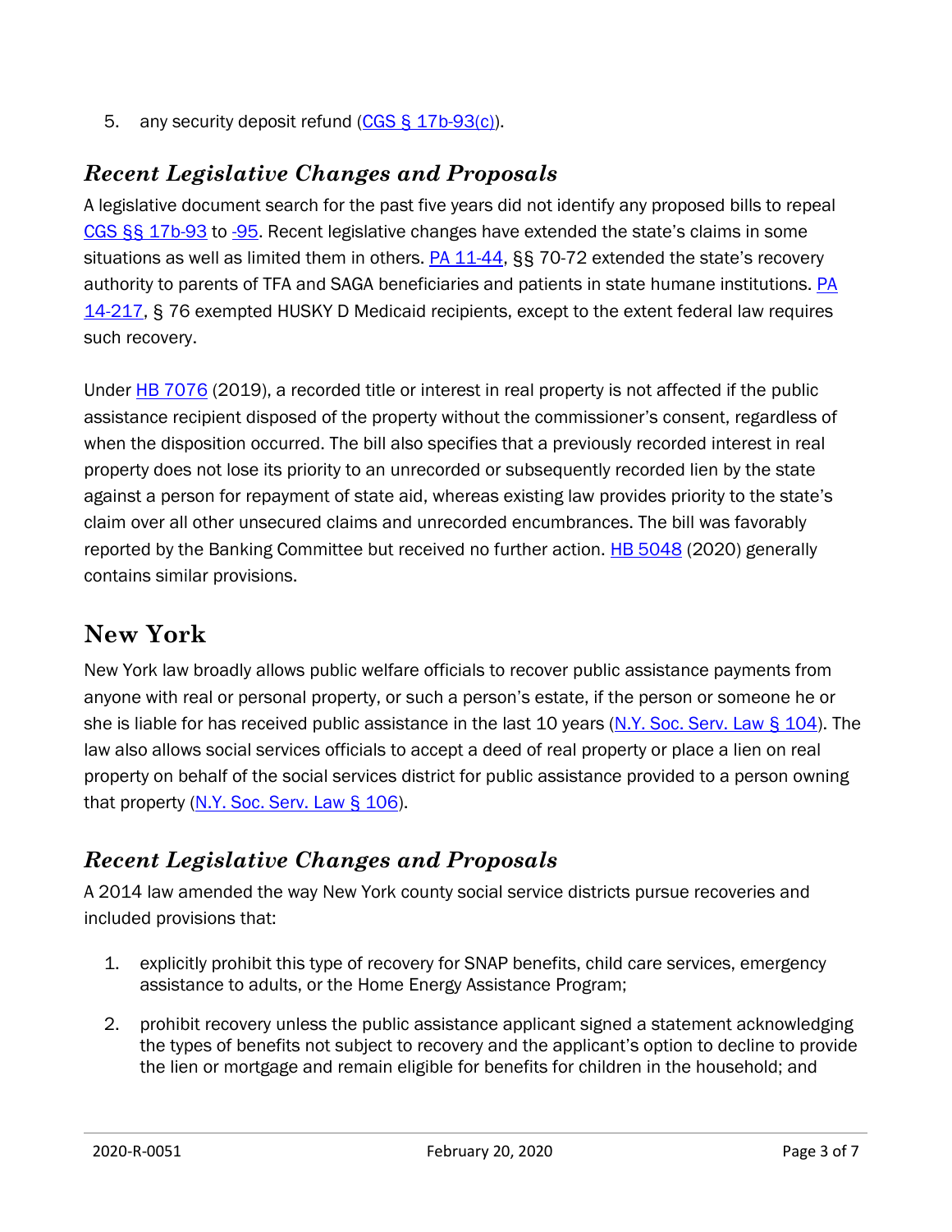5. any security deposit refund (CGS § 17b-93(c)).

### *Recent Legislative Changes and Proposals*

A legislative document search for the past five years did not identify any proposed bills to repeal CGS §§ 17b-93 to -95. Recent legislative changes have extended the state's claims in some situations as well as limited them in others. PA 11-44, §§ 70-72 extended the state's recovery authority to parents of TFA and SAGA beneficiaries and patients in state humane institutions. PA 14-217, § 76 exempted HUSKY D Medicaid recipients, except to the extent federal law requires such recovery.

Under HB 7076 (2019), a recorded title or interest in real property is not affected if the public assistance recipient disposed of the property without the commissioner's consent, regardless of when the disposition occurred. The bill also specifies that a previously recorded interest in real property does not lose its priority to an unrecorded or subsequently recorded lien by the state against a person for repayment of state aid, whereas existing law provides priority to the state's claim over all other unsecured claims and unrecorded encumbrances. The bill was favorably reported by the Banking Committee but received no further action. HB 5048 (2020) generally contains similar provisions.

## New York

New York law broadly allows public welfare officials to recover public assistance payments from anyone with real or personal property, or such a person's estate, if the person or someone he or she is liable for has received public assistance in the last 10 years (N.Y. Soc. Serv. Law § 104). The law also allows social services officials to accept a deed of real property or place a lien on real property on behalf of the social services district for public assistance provided to a person owning that property (N.Y. Soc. Serv. Law § 106).

### *Recent Legislative Changes and Proposals*

A 2014 law amended the way New York county social service districts pursue recoveries and included provisions that:

1. explicitly prohibit this type of recovery for SNAP benefits, child care services, emergency assistance to adults, or the Home Energy Assistance Program;
2. prohibit recovery unless the public assistance applicant signed a statement acknowledging the types of benefits not subject to recovery and the applicant's option to decline to provide the lien or mortgage and remain eligible for benefits for children in the household; and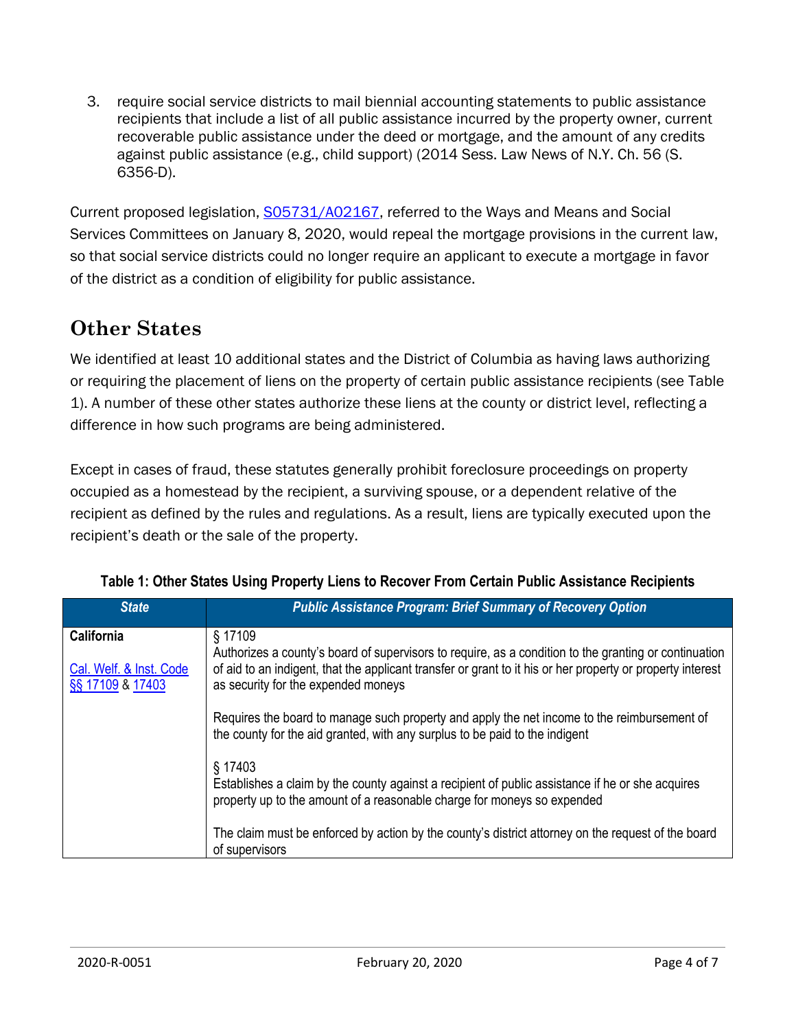3. require social service districts to mail biennial accounting statements to public assistance recipients that include a list of all public assistance incurred by the property owner, current recoverable public assistance under the deed or mortgage, and the amount of any credits against public assistance (e.g., child support) (2014 Sess. Law News of N.Y. Ch. 56 (S. 6356-D).

Current proposed legislation, S05731/A02167, referred to the Ways and Means and Social Services Committees on January 8, 2020, would repeal the mortgage provisions in the current law, so that social service districts could no longer require an applicant to execute a mortgage in favor of the district as a condition of eligibility for public assistance.

## Other States

We identified at least 10 additional states and the District of Columbia as having laws authorizing or requiring the placement of liens on the property of certain public assistance recipients (see Table 1). A number of these other states authorize these liens at the county or district level, reflecting a difference in how such programs are being administered.

Except in cases of fraud, these statutes generally prohibit foreclosure proceedings on property occupied as a homestead by the recipient, a surviving spouse, or a dependent relative of the recipient as defined by the rules and regulations. As a result, liens are typically executed upon the recipient's death or the sale of the property.

**Table 1: Other States Using Property Liens to Recover From Certain Public Assistance Recipients**

| *State* | *Public Assistance Program: Brief Summary of Recovery Option* |
|---|---|
| **California**<br><br>Cal. Welf. & Inst. Code §§ 17109 & 17403 | § 17109<br>Authorizes a county's board of supervisors to require, as a condition to the granting or continuation of aid to an indigent, that the applicant transfer or grant to it his or her property or property interest as security for the expended moneys<br><br>Requires the board to manage such property and apply the net income to the reimbursement of the county for the aid granted, with any surplus to be paid to the indigent<br><br>§ 17403<br>Establishes a claim by the county against a recipient of public assistance if he or she acquires property up to the amount of a reasonable charge for moneys so expended<br><br>The claim must be enforced by action by the county's district attorney on the request of the board of supervisors |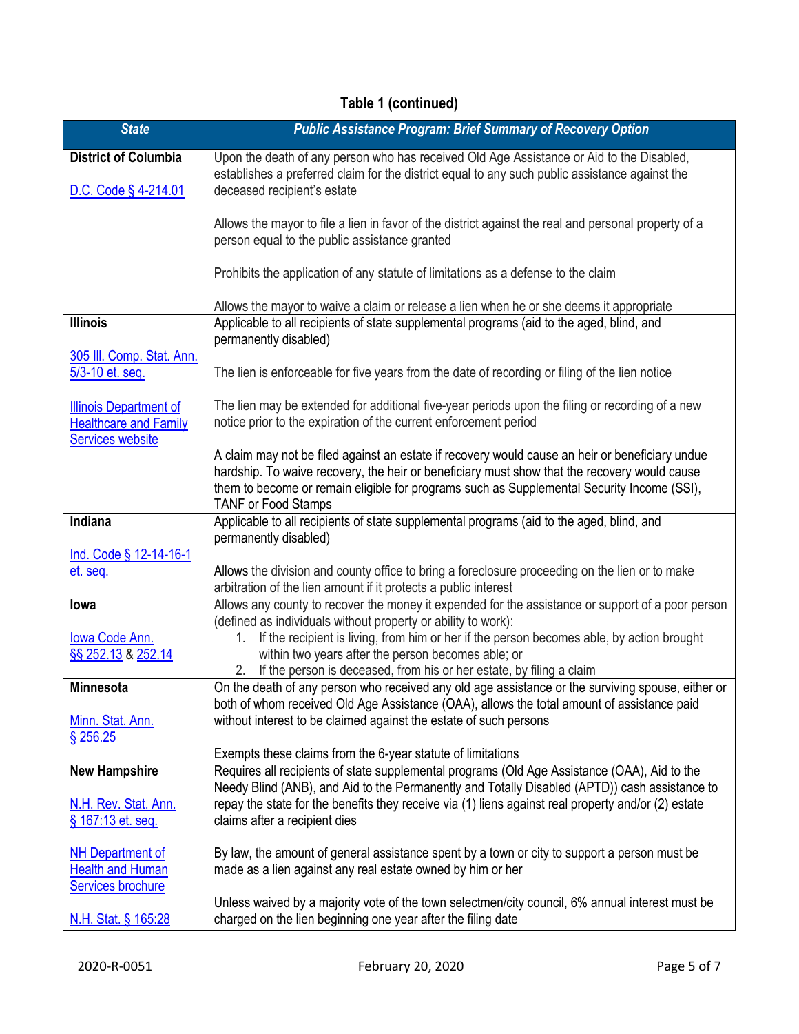**Table 1 (continued)**

| *State* | *Public Assistance Program: Brief Summary of Recovery Option* |
|---|---|
| **District of Columbia**<br><br>D.C. Code § 4-214.01 | Upon the death of any person who has received Old Age Assistance or Aid to the Disabled, establishes a preferred claim for the district equal to any such public assistance against the deceased recipient's estate<br><br>Allows the mayor to file a lien in favor of the district against the real and personal property of a person equal to the public assistance granted<br><br>Prohibits the application of any statute of limitations as a defense to the claim<br><br>Allows the mayor to waive a claim or release a lien when he or she deems it appropriate |
| **Illinois**<br><br>305 Ill. Comp. Stat. Ann. 5/3-10 et. seq.<br><br>Illinois Department of Healthcare and Family Services website | Applicable to all recipients of state supplemental programs (aid to the aged, blind, and permanently disabled)<br><br>The lien is enforceable for five years from the date of recording or filing of the lien notice<br><br>The lien may be extended for additional five-year periods upon the filing or recording of a new notice prior to the expiration of the current enforcement period<br><br>A claim may not be filed against an estate if recovery would cause an heir or beneficiary undue hardship. To waive recovery, the heir or beneficiary must show that the recovery would cause them to become or remain eligible for programs such as Supplemental Security Income (SSI), TANF or Food Stamps |
| **Indiana**<br><br>Ind. Code § 12-14-16-1 et. seq. | Applicable to all recipients of state supplemental programs (aid to the aged, blind, and permanently disabled)<br><br>Allows the division and county office to bring a foreclosure proceeding on the lien or to make arbitration of the lien amount if it protects a public interest |
| **Iowa**<br><br>Iowa Code Ann. §§ 252.13 & 252.14 | Allows any county to recover the money it expended for the assistance or support of a poor person (defined as individuals without property or ability to work):<br>1. If the recipient is living, from him or her if the person becomes able, by action brought within two years after the person becomes able; or<br>2. If the person is deceased, from his or her estate, by filing a claim |
| **Minnesota**<br><br>Minn. Stat. Ann. § 256.25 | On the death of any person who received any old age assistance or the surviving spouse, either or both of whom received Old Age Assistance (OAA), allows the total amount of assistance paid without interest to be claimed against the estate of such persons<br><br>Exempts these claims from the 6-year statute of limitations |
| **New Hampshire**<br><br>N.H. Rev. Stat. Ann. § 167:13 et. seq.<br><br>NH Department of Health and Human Services brochure<br><br>N.H. Stat. § 165:28 | Requires all recipients of state supplemental programs (Old Age Assistance (OAA), Aid to the Needy Blind (ANB), and Aid to the Permanently and Totally Disabled (APTD)) cash assistance to repay the state for the benefits they receive via (1) liens against real property and/or (2) estate claims after a recipient dies<br><br>By law, the amount of general assistance spent by a town or city to support a person must be made as a lien against any real estate owned by him or her<br><br>Unless waived by a majority vote of the town selectmen/city council, 6% annual interest must be charged on the lien beginning one year after the filing date |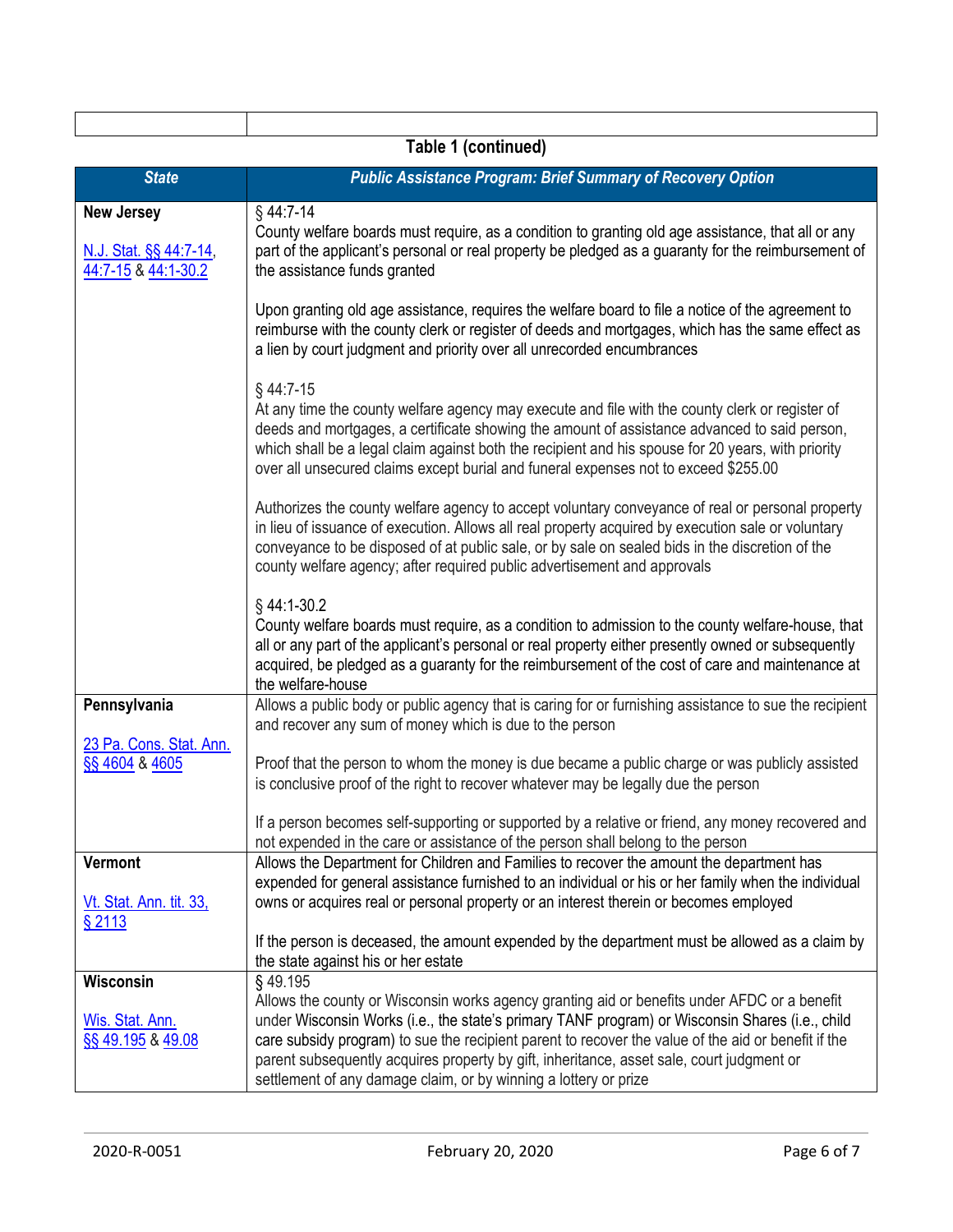**Table 1 (continued)**

| State | Public Assistance Program: Brief Summary of Recovery Option |
|---|---|
| **New Jersey**<br><br>N.J. Stat. §§ 44:7-14, 44:7-15 & 44:1-30.2 | § 44:7-14<br>County welfare boards must require, as a condition to granting old age assistance, that all or any part of the applicant's personal or real property be pledged as a guaranty for the reimbursement of the assistance funds granted<br><br>Upon granting old age assistance, requires the welfare board to file a notice of the agreement to reimburse with the county clerk or register of deeds and mortgages, which has the same effect as a lien by court judgment and priority over all unrecorded encumbrances<br><br>§ 44:7-15<br>At any time the county welfare agency may execute and file with the county clerk or register of deeds and mortgages, a certificate showing the amount of assistance advanced to said person, which shall be a legal claim against both the recipient and his spouse for 20 years, with priority over all unsecured claims except burial and funeral expenses not to exceed $255.00<br><br>Authorizes the county welfare agency to accept voluntary conveyance of real or personal property in lieu of issuance of execution. Allows all real property acquired by execution sale or voluntary conveyance to be disposed of at public sale, or by sale on sealed bids in the discretion of the county welfare agency; after required public advertisement and approvals<br><br>§ 44:1-30.2<br>County welfare boards must require, as a condition to admission to the county welfare-house, that all or any part of the applicant's personal or real property either presently owned or subsequently acquired, be pledged as a guaranty for the reimbursement of the cost of care and maintenance at the welfare-house |
| **Pennsylvania**<br><br>23 Pa. Cons. Stat. Ann. §§ 4604 & 4605 | Allows a public body or public agency that is caring for or furnishing assistance to sue the recipient and recover any sum of money which is due to the person<br><br>Proof that the person to whom the money is due became a public charge or was publicly assisted is conclusive proof of the right to recover whatever may be legally due the person<br><br>If a person becomes self-supporting or supported by a relative or friend, any money recovered and not expended in the care or assistance of the person shall belong to the person |
| **Vermont**<br><br>Vt. Stat. Ann. tit. 33, § 2113 | Allows the Department for Children and Families to recover the amount the department has expended for general assistance furnished to an individual or his or her family when the individual owns or acquires real or personal property or an interest therein or becomes employed<br><br>If the person is deceased, the amount expended by the department must be allowed as a claim by the state against his or her estate |
| **Wisconsin**<br><br>Wis. Stat. Ann. §§ 49.195 & 49.08 | § 49.195<br>Allows the county or Wisconsin works agency granting aid or benefits under AFDC or a benefit under Wisconsin Works (i.e., the state's primary TANF program) or Wisconsin Shares (i.e., child care subsidy program) to sue the recipient parent to recover the value of the aid or benefit if the parent subsequently acquires property by gift, inheritance, asset sale, court judgment or settlement of any damage claim, or by winning a lottery or prize |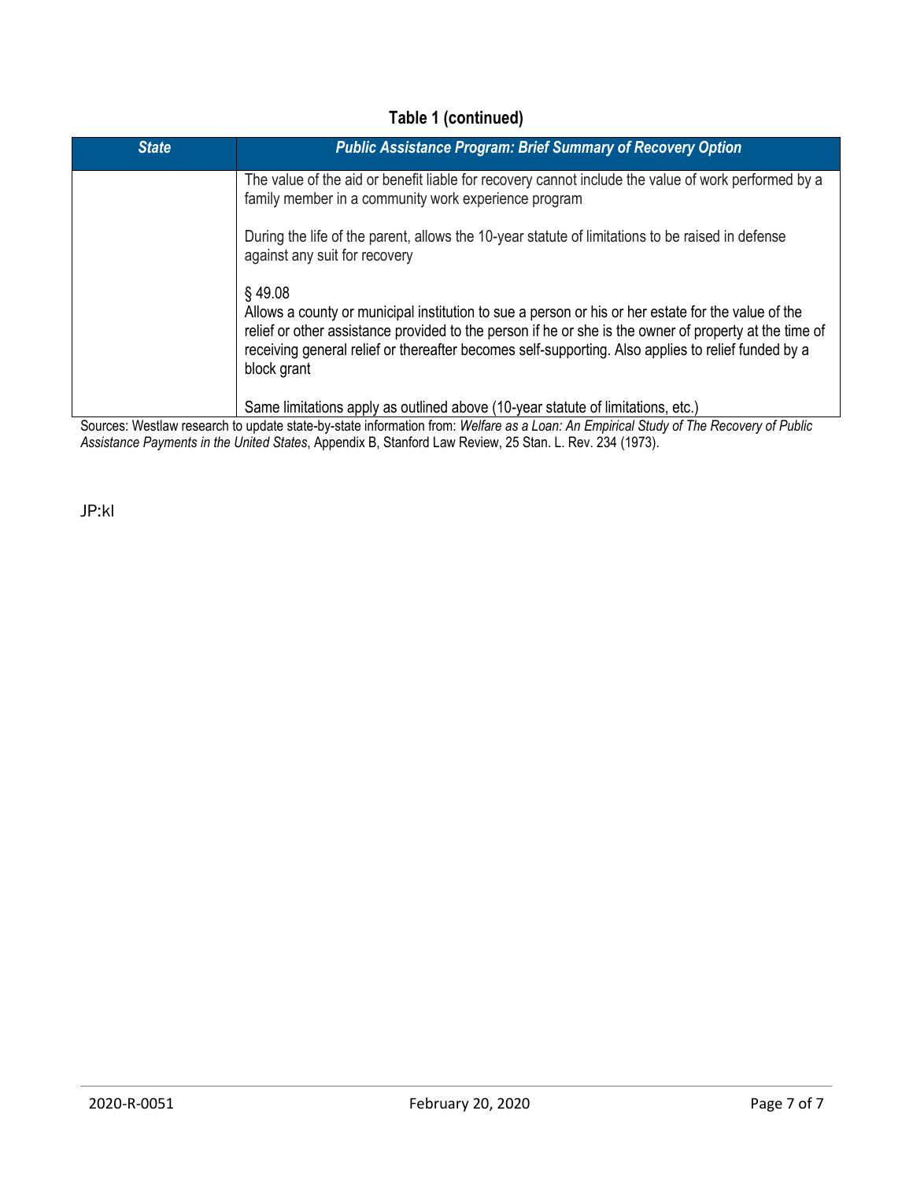**Table 1 (continued)**

| *State* | *Public Assistance Program: Brief Summary of Recovery Option* |
|---|---|
| | The value of the aid or benefit liable for recovery cannot include the value of work performed by a family member in a community work experience program<br><br>During the life of the parent, allows the 10-year statute of limitations to be raised in defense against any suit for recovery<br><br>§ 49.08<br>Allows a county or municipal institution to sue a person or his or her estate for the value of the relief or other assistance provided to the person if he or she is the owner of property at the time of receiving general relief or thereafter becomes self-supporting. Also applies to relief funded by a block grant<br><br>Same limitations apply as outlined above (10-year statute of limitations, etc.) |

Sources: Westlaw research to update state-by-state information from: *Welfare as a Loan: An Empirical Study of The Recovery of Public Assistance Payments in the United States*, Appendix B, Stanford Law Review, 25 Stan. L. Rev. 234 (1973).

JP:kl